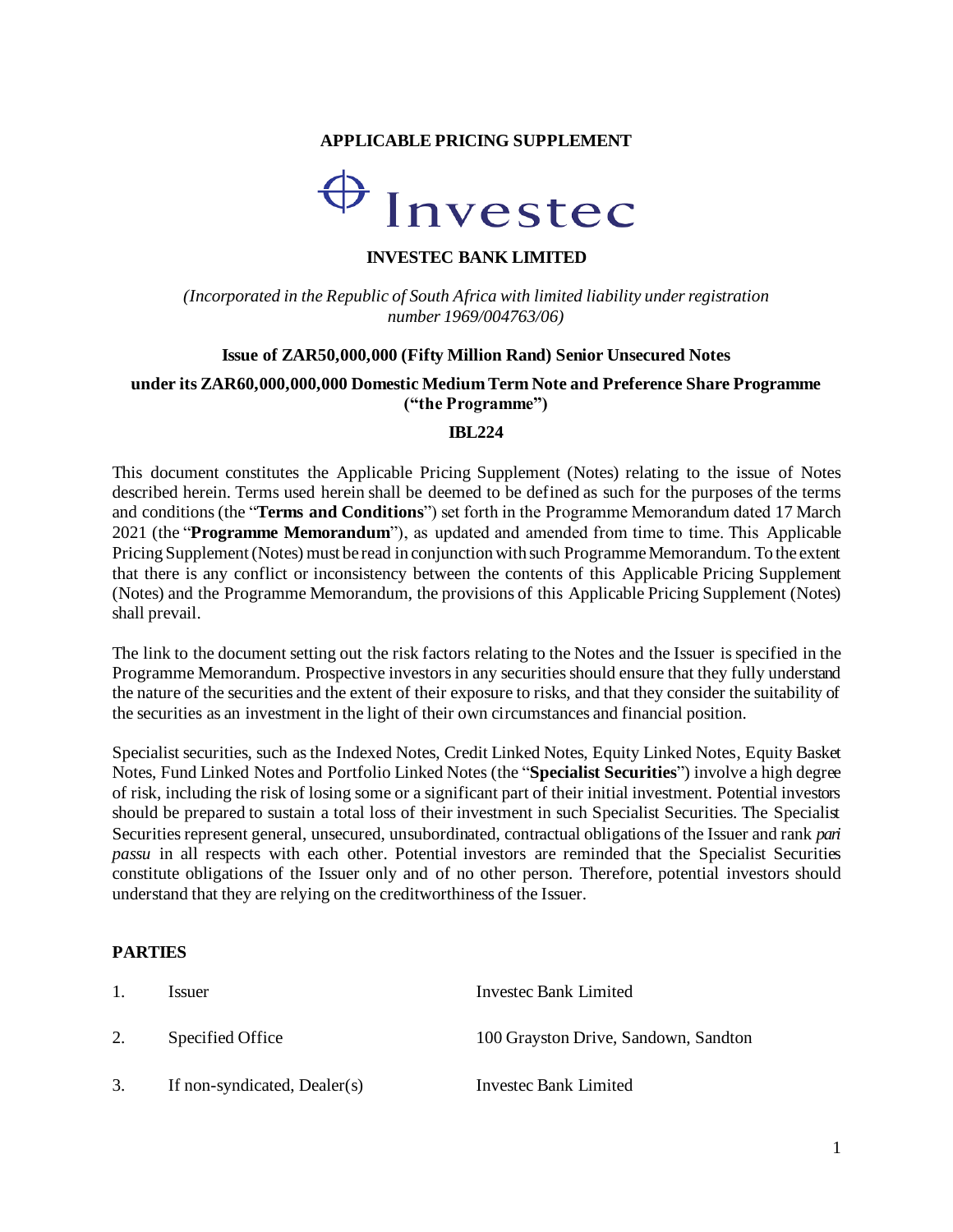**APPLICABLE PRICING SUPPLEMENT**

Investec

**INVESTEC BANK LIMITED**

*(Incorporated in the Republic of South Africa with limited liability under registration number 1969/004763/06)*

**Issue of ZAR50,000,000 (Fifty Million Rand) Senior Unsecured Notes**

**under its ZAR60,000,000,000 Domestic Medium Term Note and Preference Share Programme ("the Programme")**

**IBL224**

This document constitutes the Applicable Pricing Supplement (Notes) relating to the issue of Notes described herein. Terms used herein shall be deemed to be defined as such for the purposes of the terms and conditions (the "**Terms and Conditions**") set forth in the Programme Memorandum dated 17 March 2021 (the "**Programme Memorandum**"), as updated and amended from time to time. This Applicable Pricing Supplement (Notes) must be read in conjunction with such Programme Memorandum. To the extent that there is any conflict or inconsistency between the contents of this Applicable Pricing Supplement (Notes) and the Programme Memorandum, the provisions of this Applicable Pricing Supplement (Notes) shall prevail.

The link to the document setting out the risk factors relating to the Notes and the Issuer is specified in the Programme Memorandum. Prospective investors in any securities should ensure that they fully understand the nature of the securities and the extent of their exposure to risks, and that they consider the suitability of the securities as an investment in the light of their own circumstances and financial position.

Specialist securities, such as the Indexed Notes, Credit Linked Notes, Equity Linked Notes, Equity Basket Notes, Fund Linked Notes and Portfolio Linked Notes (the "**Specialist Securities**") involve a high degree of risk, including the risk of losing some or a significant part of their initial investment. Potential investors should be prepared to sustain a total loss of their investment in such Specialist Securities. The Specialist Securities represent general, unsecured, unsubordinated, contractual obligations of the Issuer and rank *pari passu* in all respects with each other. Potential investors are reminded that the Specialist Securities constitute obligations of the Issuer only and of no other person. Therefore, potential investors should understand that they are relying on the creditworthiness of the Issuer.

**PARTIES**

| | | |
|---|---|---|
| 1. | Issuer | Investec Bank Limited |
| 2. | Specified Office | 100 Grayston Drive, Sandown, Sandton |
| 3. | If non-syndicated, Dealer(s) | Investec Bank Limited |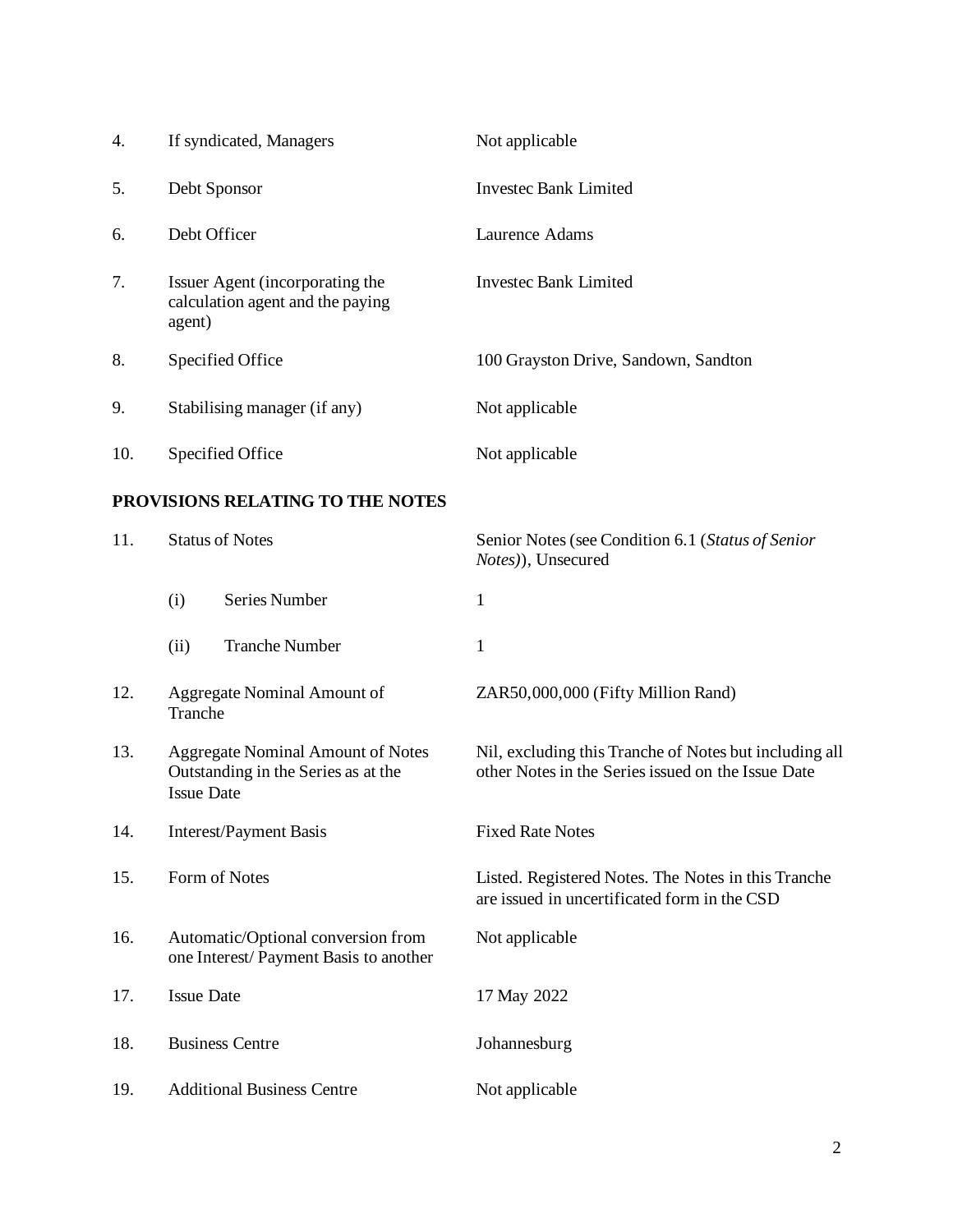| | | |
|---|---|---|
| 4. | If syndicated, Managers | Not applicable |
| 5. | Debt Sponsor | Investec Bank Limited |
| 6. | Debt Officer | Laurence Adams |
| 7. | Issuer Agent (incorporating the calculation agent and the paying agent) | Investec Bank Limited |
| 8. | Specified Office | 100 Grayston Drive, Sandown, Sandton |
| 9. | Stabilising manager (if any) | Not applicable |
| 10. | Specified Office | Not applicable |

**PROVISIONS RELATING TO THE NOTES**

| | | |
|---|---|---|
| 11. | Status of Notes | Senior Notes (see Condition 6.1 (*Status of Senior Notes)*), Unsecured |
| | (i) Series Number | 1 |
| | (ii) Tranche Number | 1 |
| 12. | Aggregate Nominal Amount of Tranche | ZAR50,000,000 (Fifty Million Rand) |
| 13. | Aggregate Nominal Amount of Notes Outstanding in the Series as at the Issue Date | Nil, excluding this Tranche of Notes but including all other Notes in the Series issued on the Issue Date |
| 14. | Interest/Payment Basis | Fixed Rate Notes |
| 15. | Form of Notes | Listed. Registered Notes. The Notes in this Tranche are issued in uncertificated form in the CSD |
| 16. | Automatic/Optional conversion from one Interest/ Payment Basis to another | Not applicable |
| 17. | Issue Date | 17 May 2022 |
| 18. | Business Centre | Johannesburg |
| 19. | Additional Business Centre | Not applicable |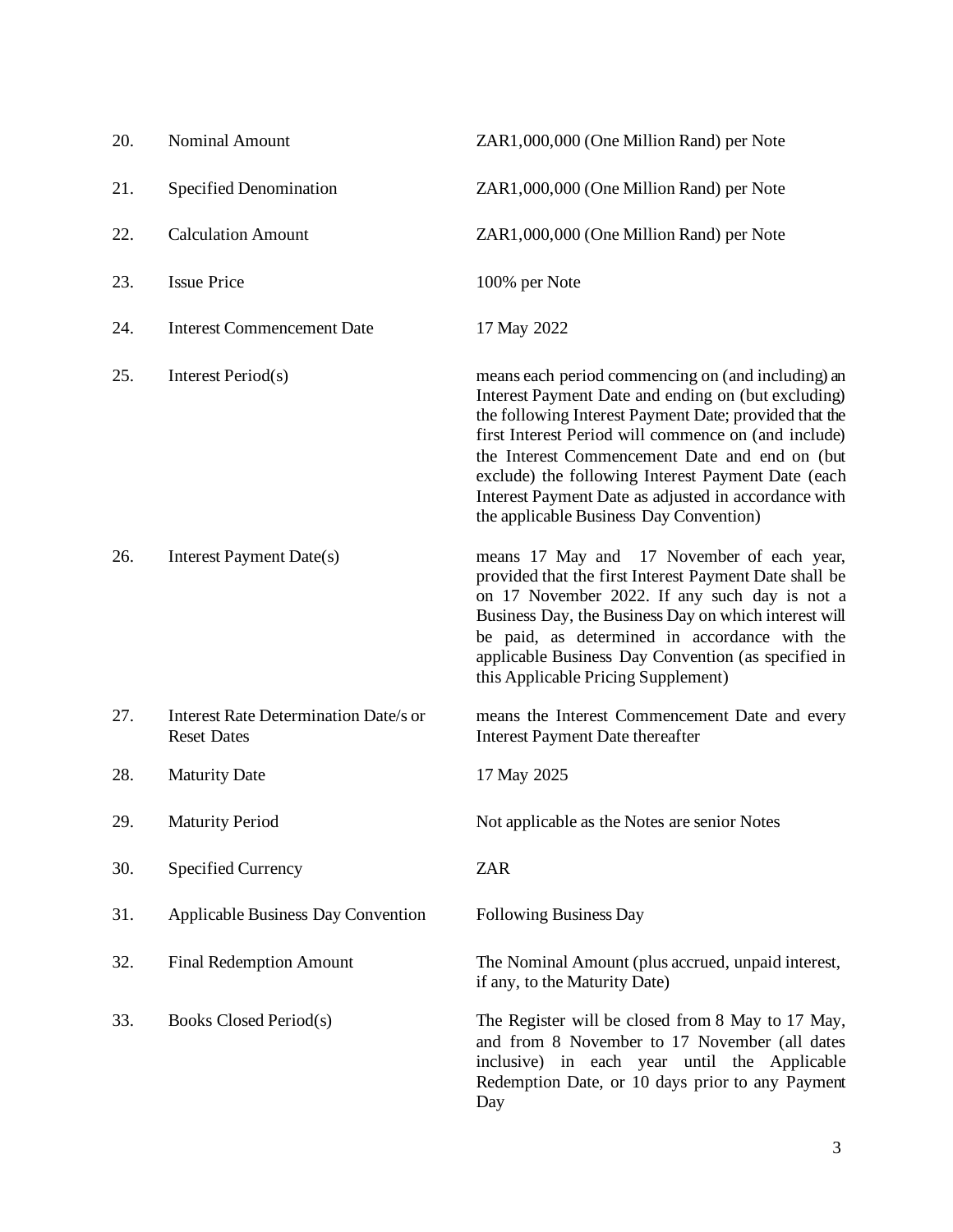| | | |
|---|---|---|
| 20. | Nominal Amount | ZAR1,000,000 (One Million Rand) per Note |
| 21. | Specified Denomination | ZAR1,000,000 (One Million Rand) per Note |
| 22. | Calculation Amount | ZAR1,000,000 (One Million Rand) per Note |
| 23. | Issue Price | 100% per Note |
| 24. | Interest Commencement Date | 17 May 2022 |
| 25. | Interest Period(s) | means each period commencing on (and including) an Interest Payment Date and ending on (but excluding) the following Interest Payment Date; provided that the first Interest Period will commence on (and include) the Interest Commencement Date and end on (but exclude) the following Interest Payment Date (each Interest Payment Date as adjusted in accordance with the applicable Business Day Convention) |
| 26. | Interest Payment Date(s) | means 17 May and 17 November of each year, provided that the first Interest Payment Date shall be on 17 November 2022. If any such day is not a Business Day, the Business Day on which interest will be paid, as determined in accordance with the applicable Business Day Convention (as specified in this Applicable Pricing Supplement) |
| 27. | Interest Rate Determination Date/s or Reset Dates | means the Interest Commencement Date and every Interest Payment Date thereafter |
| 28. | Maturity Date | 17 May 2025 |
| 29. | Maturity Period | Not applicable as the Notes are senior Notes |
| 30. | Specified Currency | ZAR |
| 31. | Applicable Business Day Convention | Following Business Day |
| 32. | Final Redemption Amount | The Nominal Amount (plus accrued, unpaid interest, if any, to the Maturity Date) |
| 33. | Books Closed Period(s) | The Register will be closed from 8 May to 17 May, and from 8 November to 17 November (all dates inclusive) in each year until the Applicable Redemption Date, or 10 days prior to any Payment Day |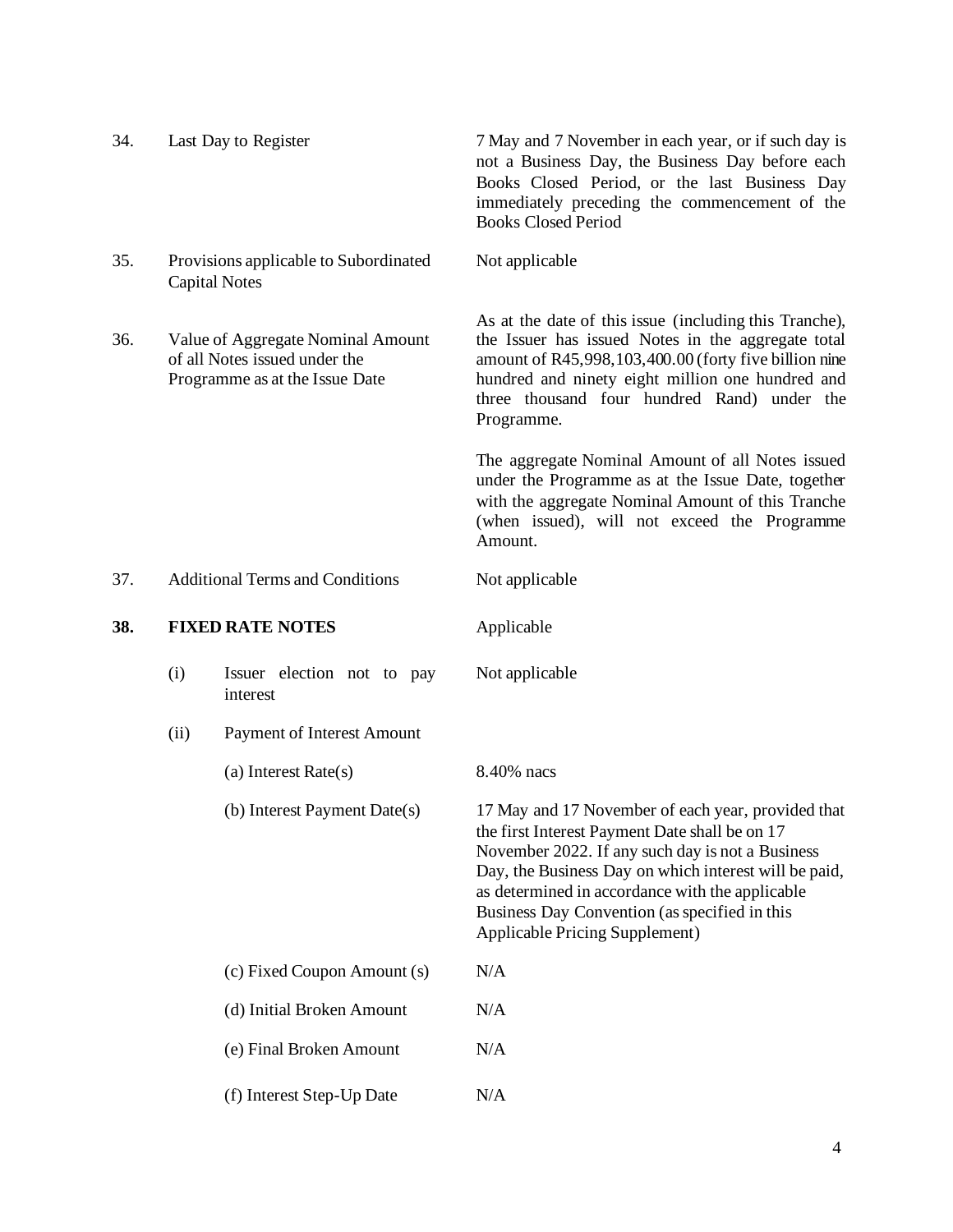| | | |
|---|---|---|
| 34. | Last Day to Register | 7 May and 7 November in each year, or if such day is not a Business Day, the Business Day before each Books Closed Period, or the last Business Day immediately preceding the commencement of the Books Closed Period |
| 35. | Provisions applicable to Subordinated Capital Notes | Not applicable |
| 36. | Value of Aggregate Nominal Amount of all Notes issued under the Programme as at the Issue Date | As at the date of this issue (including this Tranche), the Issuer has issued Notes in the aggregate total amount of R45,998,103,400.00 (forty five billion nine hundred and ninety eight million one hundred and three thousand four hundred Rand) under the Programme.<br><br>The aggregate Nominal Amount of all Notes issued under the Programme as at the Issue Date, together with the aggregate Nominal Amount of this Tranche (when issued), will not exceed the Programme Amount. |
| 37. | Additional Terms and Conditions | Not applicable |
| **38.** | **FIXED RATE NOTES** | Applicable |
| | (i) Issuer election not to pay interest | Not applicable |
| | (ii) Payment of Interest Amount | |
| | (a) Interest Rate(s) | 8.40% nacs |
| | (b) Interest Payment Date(s) | 17 May and 17 November of each year, provided that the first Interest Payment Date shall be on 17 November 2022. If any such day is not a Business Day, the Business Day on which interest will be paid, as determined in accordance with the applicable Business Day Convention (as specified in this Applicable Pricing Supplement) |
| | (c) Fixed Coupon Amount (s) | N/A |
| | (d) Initial Broken Amount | N/A |
| | (e) Final Broken Amount | N/A |
| | (f) Interest Step-Up Date | N/A |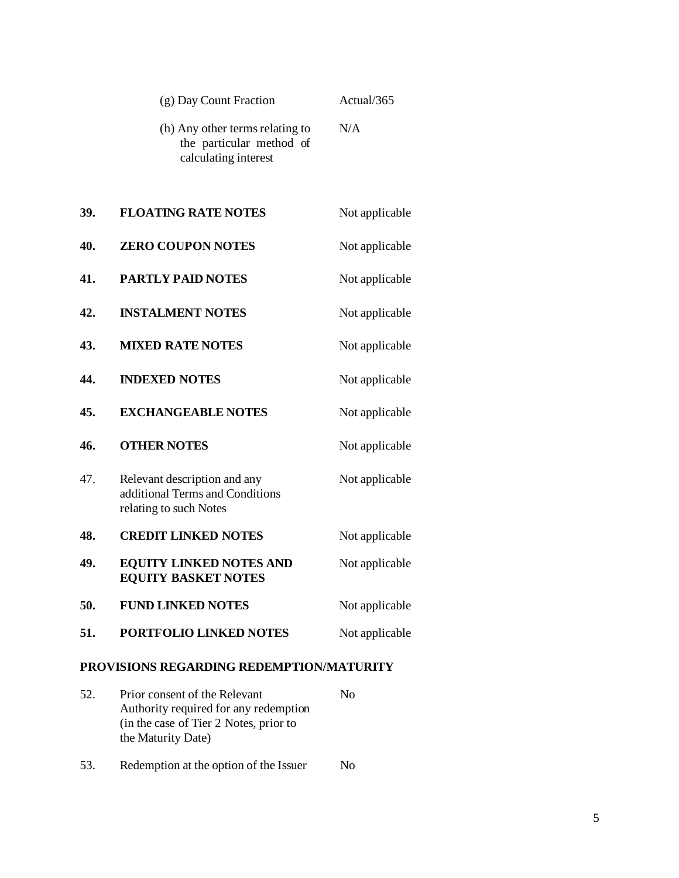| | | |
|---|---|---|
| | (g) Day Count Fraction | Actual/365 |
| | (h) Any other terms relating to the particular method of calculating interest | N/A |
| **39.** | **FLOATING RATE NOTES** | Not applicable |
| **40.** | **ZERO COUPON NOTES** | Not applicable |
| **41.** | **PARTLY PAID NOTES** | Not applicable |
| **42.** | **INSTALMENT NOTES** | Not applicable |
| **43.** | **MIXED RATE NOTES** | Not applicable |
| **44.** | **INDEXED NOTES** | Not applicable |
| **45.** | **EXCHANGEABLE NOTES** | Not applicable |
| **46.** | **OTHER NOTES** | Not applicable |
| 47. | Relevant description and any additional Terms and Conditions relating to such Notes | Not applicable |
| **48.** | **CREDIT LINKED NOTES** | Not applicable |
| **49.** | **EQUITY LINKED NOTES AND EQUITY BASKET NOTES** | Not applicable |
| **50.** | **FUND LINKED NOTES** | Not applicable |
| **51.** | **PORTFOLIO LINKED NOTES** | Not applicable |

**PROVISIONS REGARDING REDEMPTION/MATURITY**

| | | |
|---|---|---|
| 52. | Prior consent of the Relevant Authority required for any redemption (in the case of Tier 2 Notes, prior to the Maturity Date) | No |
| 53. | Redemption at the option of the Issuer | No |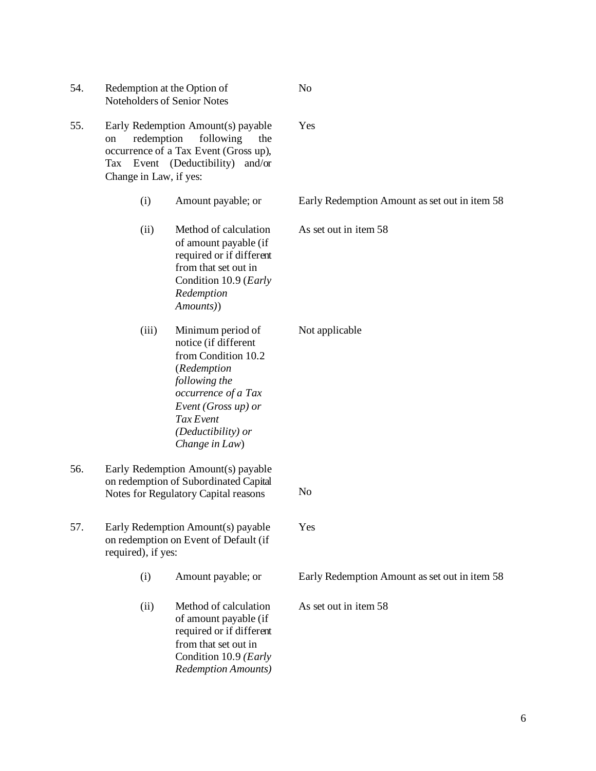| | | | |
|---|---|---|---|
| 54. | Redemption at the Option of Noteholders of Senior Notes | | No |
| 55. | Early Redemption Amount(s) payable on redemption following the occurrence of a Tax Event (Gross up), Tax Event (Deductibility) and/or Change in Law, if yes: | | Yes |
| | (i) | Amount payable; or | Early Redemption Amount as set out in item 58 |
| | (ii) | Method of calculation of amount payable (if required or if different from that set out in Condition 10.9 (*Early Redemption Amounts)*) | As set out in item 58 |
| | (iii) | Minimum period of notice (if different from Condition 10.2 (*Redemption following the occurrence of a Tax Event (Gross up) or Tax Event (Deductibility) or Change in Law*) | Not applicable |
| 56. | Early Redemption Amount(s) payable on redemption of Subordinated Capital Notes for Regulatory Capital reasons | | No |
| 57. | Early Redemption Amount(s) payable on redemption on Event of Default (if required), if yes: | | Yes |
| | (i) | Amount payable; or | Early Redemption Amount as set out in item 58 |
| | (ii) | Method of calculation of amount payable (if required or if different from that set out in Condition 10.9 *(Early Redemption Amounts)* | As set out in item 58 |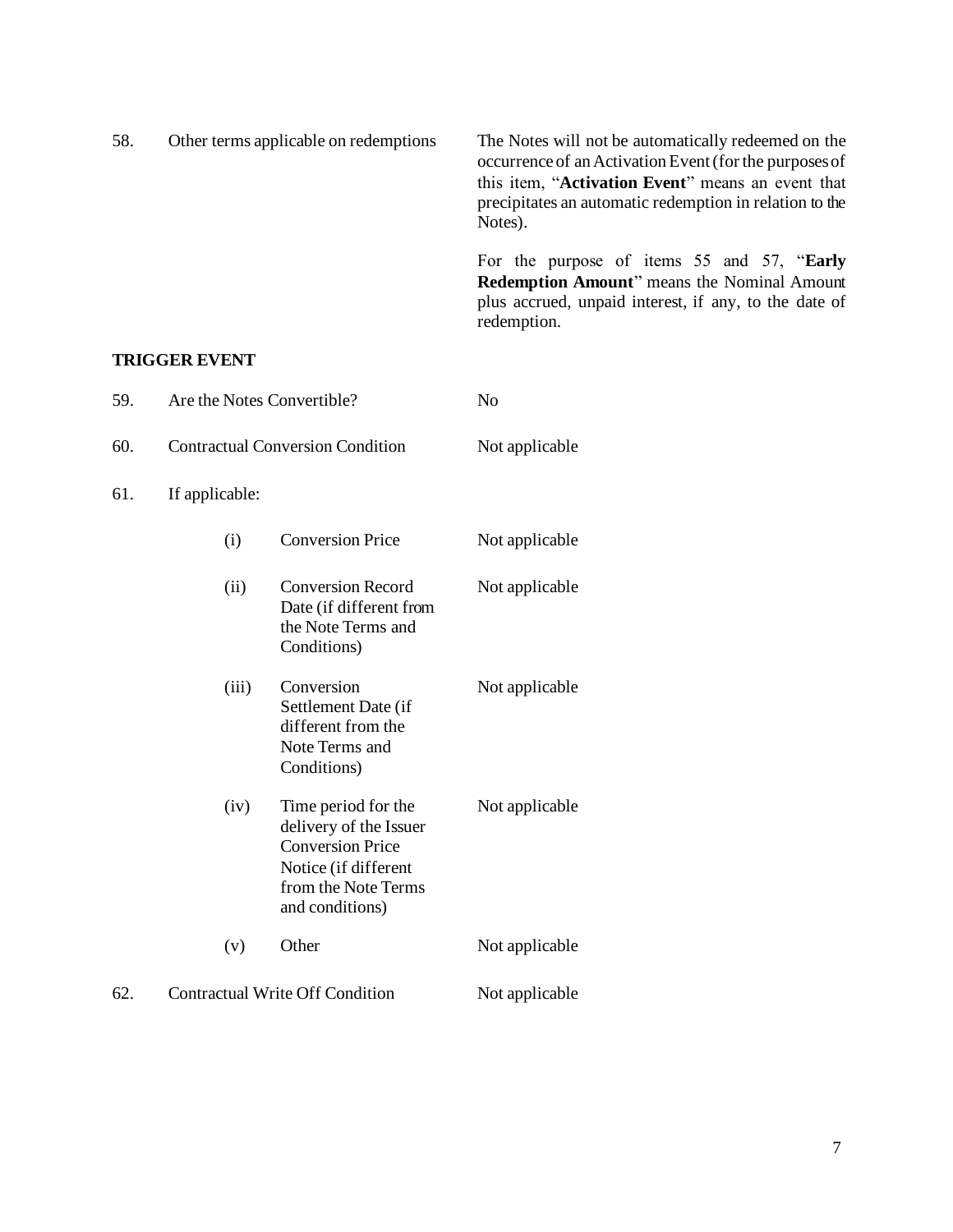| | | |
|---|---|---|
| 58. | Other terms applicable on redemptions | The Notes will not be automatically redeemed on the occurrence of an Activation Event (for the purposes of this item, "**Activation Event**" means an event that precipitates an automatic redemption in relation to the Notes).<br><br>For the purpose of items 55 and 57, "**Early Redemption Amount**" means the Nominal Amount plus accrued, unpaid interest, if any, to the date of redemption. |

**TRIGGER EVENT**

| | | | |
|---|---|---|---|
| 59. | Are the Notes Convertible? | | No |
| 60. | Contractual Conversion Condition | | Not applicable |
| 61. | If applicable: | | |
| | (i) | Conversion Price | Not applicable |
| | (ii) | Conversion Record Date (if different from the Note Terms and Conditions) | Not applicable |
| | (iii) | Conversion Settlement Date (if different from the Note Terms and Conditions) | Not applicable |
| | (iv) | Time period for the delivery of the Issuer Conversion Price Notice (if different from the Note Terms and conditions) | Not applicable |
| | (v) | Other | Not applicable |
| 62. | Contractual Write Off Condition | | Not applicable |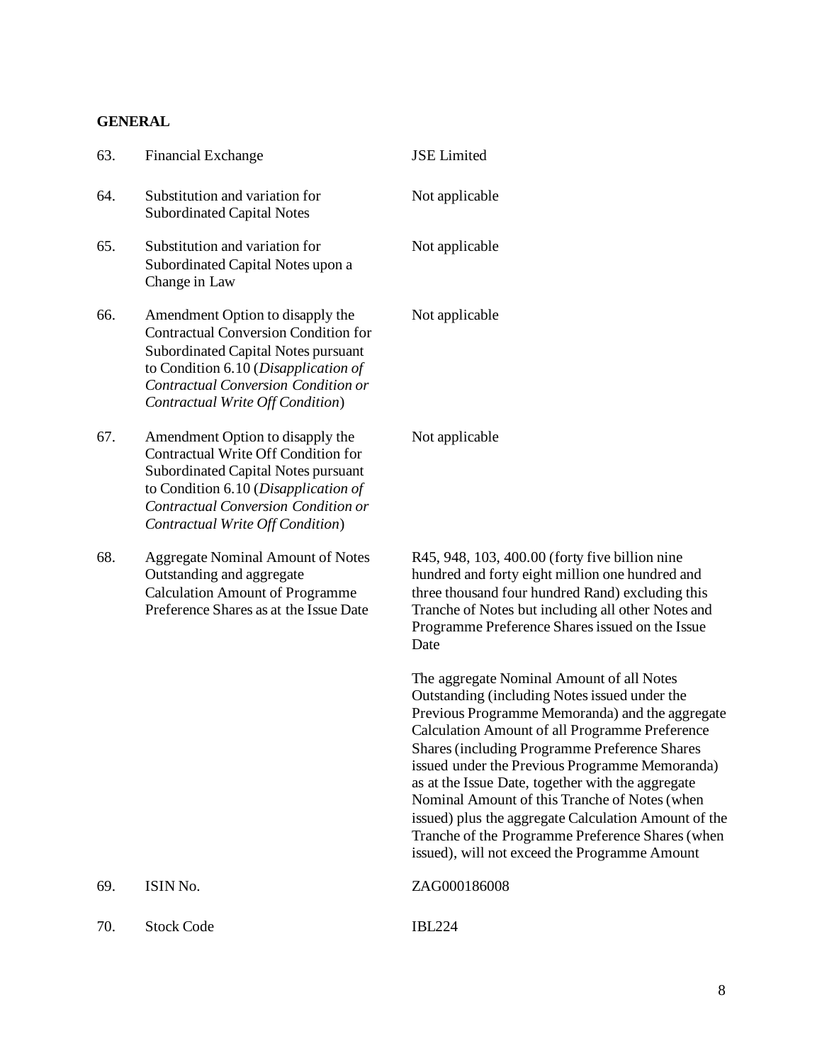**GENERAL**

| | | |
|---|---|---|
| 63. | Financial Exchange | JSE Limited |
| 64. | Substitution and variation for Subordinated Capital Notes | Not applicable |
| 65. | Substitution and variation for Subordinated Capital Notes upon a Change in Law | Not applicable |
| 66. | Amendment Option to disapply the Contractual Conversion Condition for Subordinated Capital Notes pursuant to Condition 6.10 (*Disapplication of Contractual Conversion Condition or Contractual Write Off Condition*) | Not applicable |
| 67. | Amendment Option to disapply the Contractual Write Off Condition for Subordinated Capital Notes pursuant to Condition 6.10 (*Disapplication of Contractual Conversion Condition or Contractual Write Off Condition*) | Not applicable |
| 68. | Aggregate Nominal Amount of Notes Outstanding and aggregate Calculation Amount of Programme Preference Shares as at the Issue Date | R45, 948, 103, 400.00 (forty five billion nine hundred and forty eight million one hundred and three thousand four hundred Rand) excluding this Tranche of Notes but including all other Notes and Programme Preference Shares issued on the Issue Date<br><br>The aggregate Nominal Amount of all Notes Outstanding (including Notes issued under the Previous Programme Memoranda) and the aggregate Calculation Amount of all Programme Preference Shares (including Programme Preference Shares issued under the Previous Programme Memoranda) as at the Issue Date, together with the aggregate Nominal Amount of this Tranche of Notes (when issued) plus the aggregate Calculation Amount of the Tranche of the Programme Preference Shares (when issued), will not exceed the Programme Amount |
| 69. | ISIN No. | ZAG000186008 |
| 70. | Stock Code | IBL224 |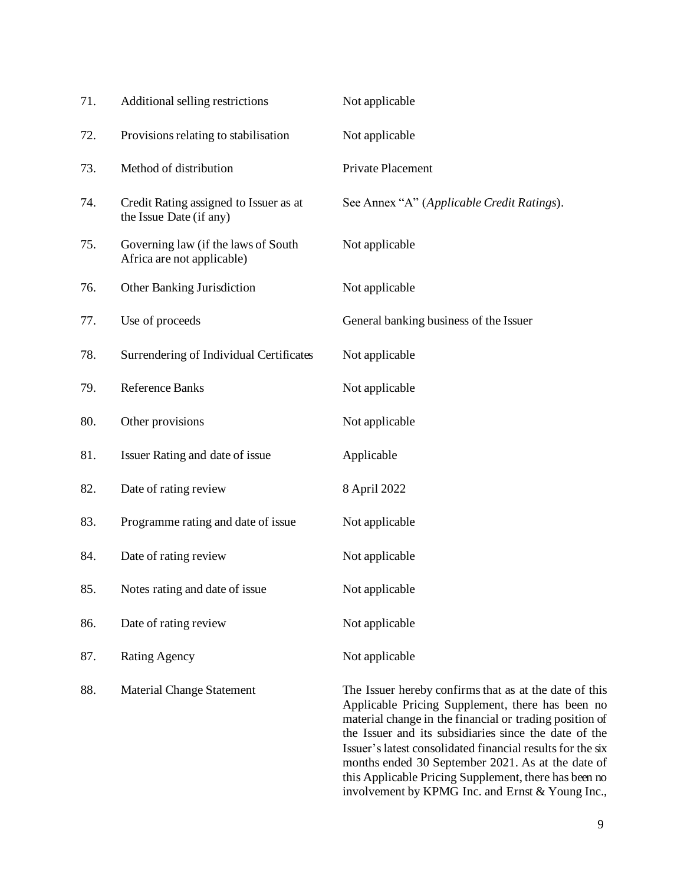| | | |
|---|---|---|
| 71. | Additional selling restrictions | Not applicable |
| 72. | Provisions relating to stabilisation | Not applicable |
| 73. | Method of distribution | Private Placement |
| 74. | Credit Rating assigned to Issuer as at the Issue Date (if any) | See Annex "A" (*Applicable Credit Ratings*). |
| 75. | Governing law (if the laws of South Africa are not applicable) | Not applicable |
| 76. | Other Banking Jurisdiction | Not applicable |
| 77. | Use of proceeds | General banking business of the Issuer |
| 78. | Surrendering of Individual Certificates | Not applicable |
| 79. | Reference Banks | Not applicable |
| 80. | Other provisions | Not applicable |
| 81. | Issuer Rating and date of issue | Applicable |
| 82. | Date of rating review | 8 April 2022 |
| 83. | Programme rating and date of issue | Not applicable |
| 84. | Date of rating review | Not applicable |
| 85. | Notes rating and date of issue | Not applicable |
| 86. | Date of rating review | Not applicable |
| 87. | Rating Agency | Not applicable |
| 88. | Material Change Statement | The Issuer hereby confirms that as at the date of this Applicable Pricing Supplement, there has been no material change in the financial or trading position of the Issuer and its subsidiaries since the date of the Issuer's latest consolidated financial results for the six months ended 30 September 2021. As at the date of this Applicable Pricing Supplement, there has been no involvement by KPMG Inc. and Ernst & Young Inc., |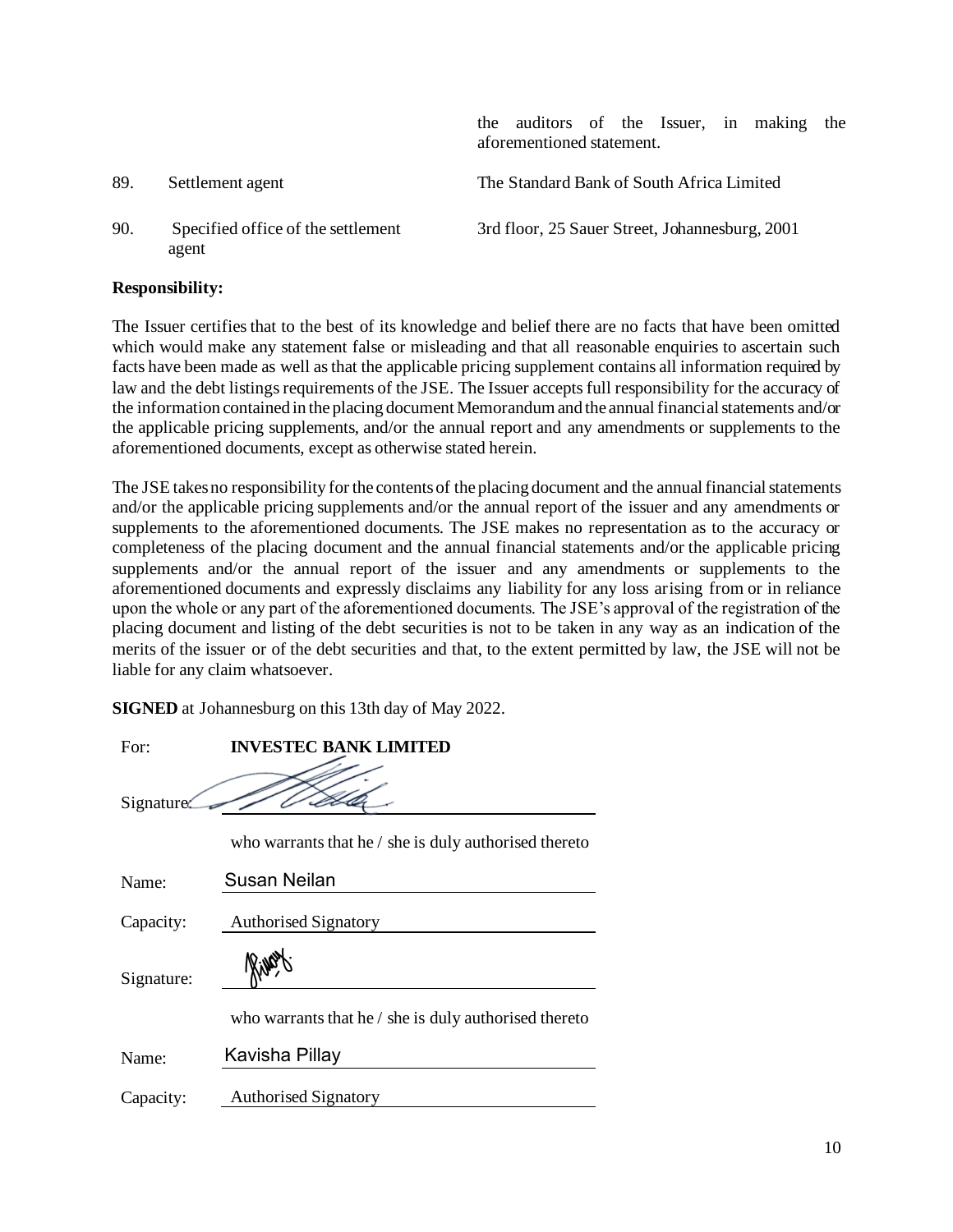|  |  | the auditors of the Issuer, in making the aforementioned statement. |
| --- | --- | --- |
| 89. | Settlement agent | The Standard Bank of South Africa Limited |
| 90. | Specified office of the settlement agent | 3rd floor, 25 Sauer Street, Johannesburg, 2001 |

**Responsibility:**

The Issuer certifies that to the best of its knowledge and belief there are no facts that have been omitted which would make any statement false or misleading and that all reasonable enquiries to ascertain such facts have been made as well as that the applicable pricing supplement contains all information required by law and the debt listings requirements of the JSE. The Issuer accepts full responsibility for the accuracy of the information contained in the placing document Memorandum and the annual financial statements and/or the applicable pricing supplements, and/or the annual report and any amendments or supplements to the aforementioned documents, except as otherwise stated herein.

The JSE takes no responsibility for the contents of the placing document and the annual financial statements and/or the applicable pricing supplements and/or the annual report of the issuer and any amendments or supplements to the aforementioned documents. The JSE makes no representation as to the accuracy or completeness of the placing document and the annual financial statements and/or the applicable pricing supplements and/or the annual report of the issuer and any amendments or supplements to the aforementioned documents and expressly disclaims any liability for any loss arising from or in reliance upon the whole or any part of the aforementioned documents. The JSE's approval of the registration of the placing document and listing of the debt securities is not to be taken in any way as an indication of the merits of the issuer or of the debt securities and that, to the extent permitted by law, the JSE will not be liable for any claim whatsoever.

**SIGNED** at Johannesburg on this 13th day of May 2022.

For: **INVESTEC BANK LIMITED**

Signature: ______________________

who warrants that he / she is duly authorised thereto

Name: Susan Neilan

Capacity: Authorised Signatory

Signature: ______________________

who warrants that he / she is duly authorised thereto

Name: Kavisha Pillay

Capacity: Authorised Signatory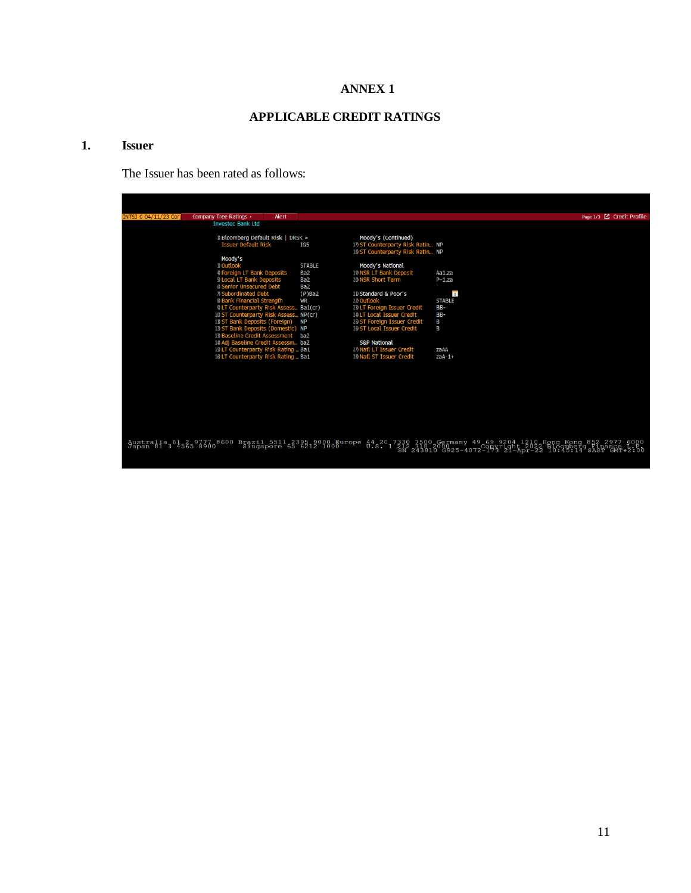# ANNEX 1

## APPLICABLE CREDIT RATINGS

### 1. Issuer

The Issuer has been rated as follows:

INTSJ 0 04/11/23 Corp | Company Tree Ratings | Alert | Page 1/3 Credit Profile

Investec Bank Ltd

| | | | |
|---|---|---|---|
| 1) Bloomberg Default Risk \| DRSK » | | Moody's (Continued) | |
| Issuer Default Risk | IG5 | 17) ST Counterparty Risk Ratin... | NP |
| | | 18) ST Counterparty Risk Ratin... | NP |
| Moody's | | | |
| 3) Outlook | STABLE | Moody's National | |
| 4) Foreign LT Bank Deposits | Ba2 | 19) NSR LT Bank Deposit | Aa1.za |
| 5) Local LT Bank Deposits | Ba2 | 20) NSR Short Term | P-1.za |
| 6) Senior Unsecured Debt | Ba2 | | |
| 7) Subordinated Debt | (P)Ba2 | 21) Standard & Poor's | |
| 8) Bank Financial Strength | WR | 22) Outlook | STABLE |
| 9) LT Counterparty Risk Assess... | Ba1(cr) | 23) LT Foreign Issuer Credit | BB- |
| 10) ST Counterparty Risk Assess... | NP(cr) | 24) LT Local Issuer Credit | BB- |
| 11) ST Bank Deposits (Foreign) | NP | 25) ST Foreign Issuer Credit | B |
| 12) ST Bank Deposits (Domestic) | NP | 26) ST Local Issuer Credit | B |
| 13) Baseline Credit Assessment | ba2 | | |
| 14) Adj Baseline Credit Assessm... | ba2 | S&P National | |
| 15) LT Counterparty Risk Rating ... | Ba1 | 27) Natl LT Issuer Credit | zaAA |
| 16) LT Counterparty Risk Rating ... | Ba1 | 28) Natl ST Issuer Credit | zaA-1+ |

Australia 61 2 9777 8600 Brazil 5511 2395 9000 Europe 44 20 7330 7500 Germany 49 69 9204 1210 Hong Kong 852 2977 6000
Japan 81 3 4565 8900 Singapore 65 6212 1000 U.S. 1 212 318 2000 Copyright 2022 Bloomberg Finance L.P.
SN 243810 G925-4072-173 21-Apr-22 10:45:14 SAST GMT+2:00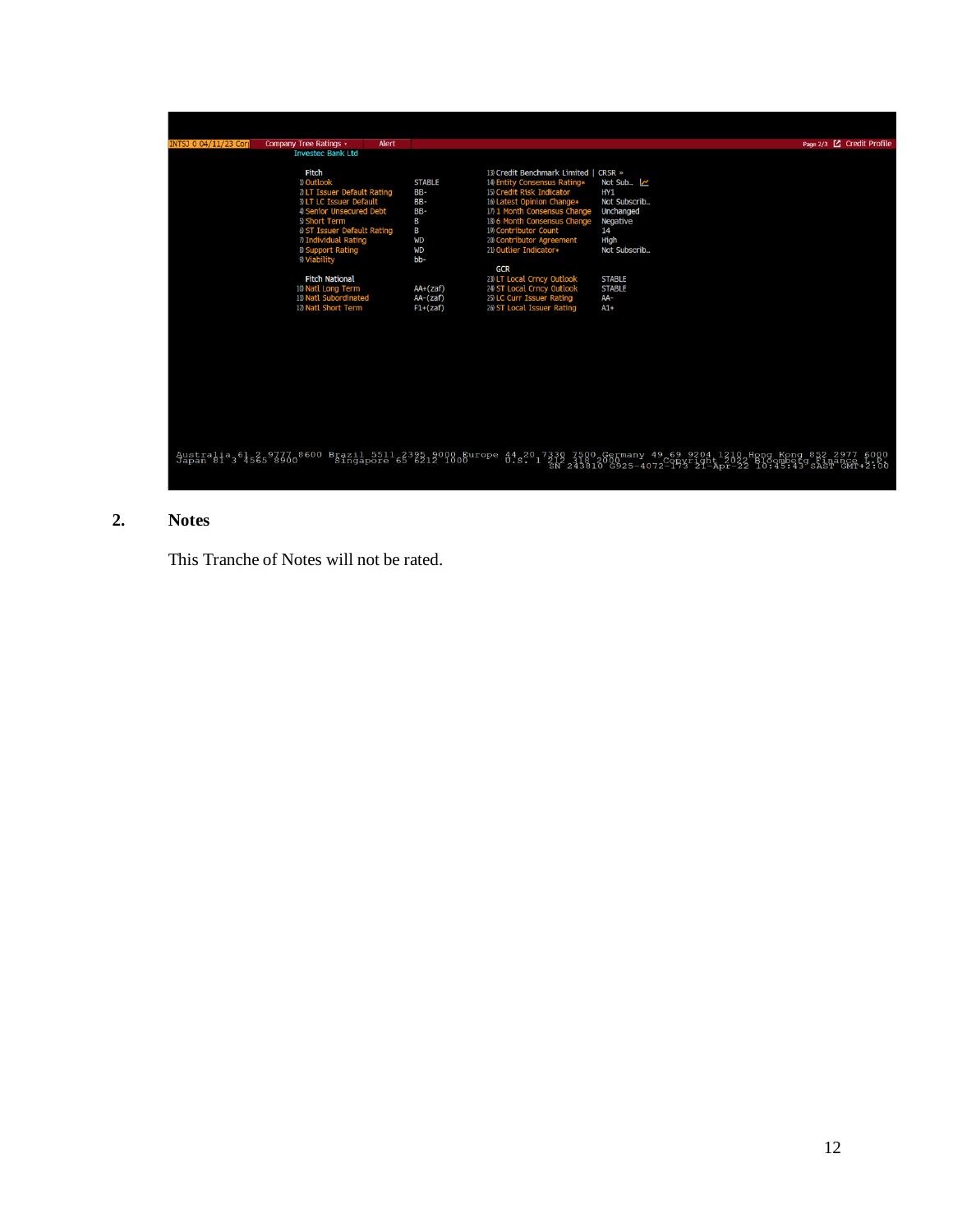INTSJ 0 04/11/23 Corp Company Tree Ratings Alert Page 2/3 Credit Profile

Investec Bank Ltd

| Fitch | | Credit Benchmark Limited \| CRSR | |
|---|---|---|---|
| 1) Outlook | STABLE | 13) Entity Consensus Rating | Not Sub... |
| 2) LT Issuer Default Rating | BB- | 15) Credit Risk Indicator | HY1 |
| 3) LT LC Issuer Default | BB- | 16) Latest Opinion Change | Not Subscrib... |
| 4) Senior Unsecured Debt | BB- | 17) 1 Month Consensus Change | Unchanged |
| 5) Short Term | B | 18) 6 Month Consensus Change | Negative |
| 6) ST Issuer Default Rating | B | 19) Contributor Count | 14 |
| 7) Individual Rating | WD | 20) Contributor Agreement | High |
| 8) Support Rating | WD | 21) Outlier Indicator | Not Subscrib... |
| 9) Viability | bb- | | |
| **Fitch National** | | **GCR** | |
| 10) Natl Long Term | AA+(zaf) | 23) LT Local Crncy Outlook | STABLE |
| 11) Natl Subordinated | AA-(zaf) | 24) ST Local Crncy Outlook | STABLE |
| 12) Natl Short Term | F1+(zaf) | 25) LC Curr Issuer Rating | AA- |
| | | 26) ST Local Issuer Rating | A1+ |

Australia 61 2 9777 8600 Brazil 5511 2395 9000 Europe 44 20 7330 7500 Germany 49 69 9204 1210 Hong Kong 852 2977 6000
Japan 81 3 4565 8900 Singapore 65 6212 1000 U.S. 1 212 318 2000 Copyright 2022 Bloomberg Finance L.P.
SN 243810 G925-4072-173 21-Apr-22 10:45:43 SAST GMT+2:00

## 2. Notes

This Tranche of Notes will not be rated.